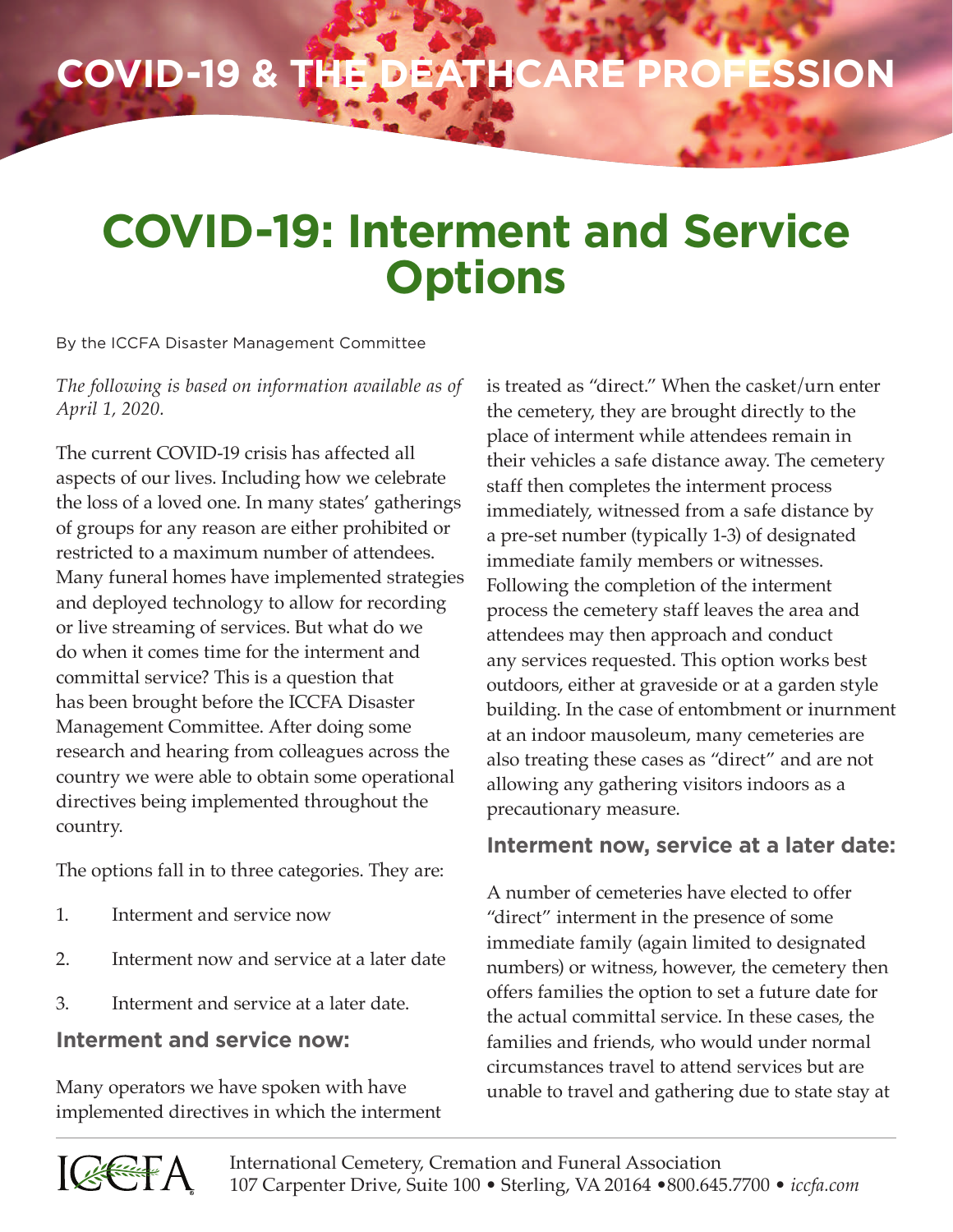COVID-19 & THE DEATHCARE PROFESSION

# COVID-19: Interment and Service Options

By the ICCFA Disaster Management Committee

*The following is based on information available as of April 1, 2020.*

The current COVID-19 crisis has affected all aspects of our lives. Including how we celebrate the loss of a loved one. In many states' gatherings of groups for any reason are either prohibited or restricted to a maximum number of attendees. Many funeral homes have implemented strategies and deployed technology to allow for recording or live streaming of services. But what do we do when it comes time for the interment and committal service? This is a question that has been brought before the ICCFA Disaster Management Committee. After doing some research and hearing from colleagues across the country we were able to obtain some operational directives being implemented throughout the country.

The options fall in to three categories. They are:

1. Interment and service now
2. Interment now and service at a later date
3. Interment and service at a later date.

## Interment and service now:

Many operators we have spoken with have implemented directives in which the interment is treated as "direct." When the casket/urn enter the cemetery, they are brought directly to the place of interment while attendees remain in their vehicles a safe distance away. The cemetery staff then completes the interment process immediately, witnessed from a safe distance by a pre-set number (typically 1-3) of designated immediate family members or witnesses. Following the completion of the interment process the cemetery staff leaves the area and attendees may then approach and conduct any services requested. This option works best outdoors, either at graveside or at a garden style building. In the case of entombment or inurnment at an indoor mausoleum, many cemeteries are also treating these cases as "direct" and are not allowing any gathering visitors indoors as a precautionary measure.

## Interment now, service at a later date:

A number of cemeteries have elected to offer "direct" interment in the presence of some immediate family (again limited to designated numbers) or witness, however, the cemetery then offers families the option to set a future date for the actual committal service. In these cases, the families and friends, who would under normal circumstances travel to attend services but are unable to travel and gathering due to state stay at

International Cemetery, Cremation and Funeral Association
107 Carpenter Drive, Suite 100 • Sterling, VA 20164 • 800.645.7700 • *iccfa.com*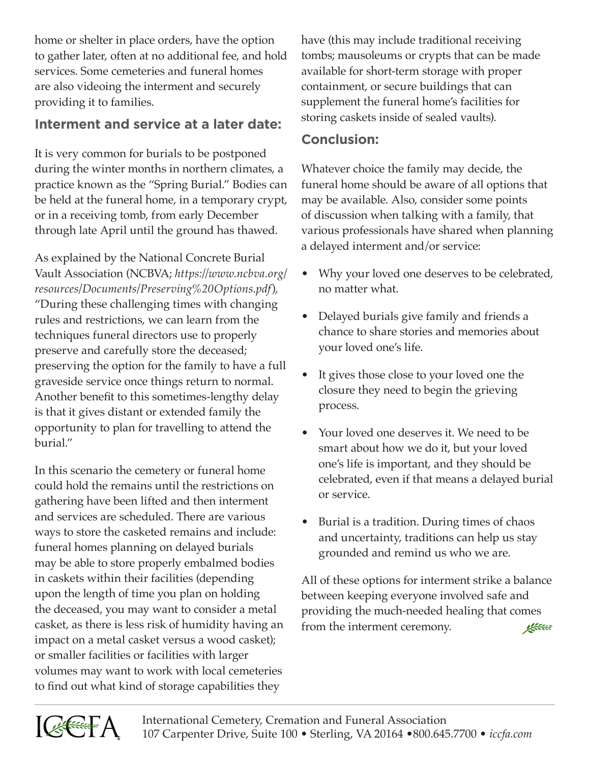home or shelter in place orders, have the option to gather later, often at no additional fee, and hold services. Some cemeteries and funeral homes are also videoing the interment and securely providing it to families.

## Interment and service at a later date:

It is very common for burials to be postponed during the winter months in northern climates, a practice known as the "Spring Burial." Bodies can be held at the funeral home, in a temporary crypt, or in a receiving tomb, from early December through late April until the ground has thawed.

As explained by the National Concrete Burial Vault Association (NCBVA; *https://www.ncbva.org/resources/Documents/Preserving%20Options.pdf*), "During these challenging times with changing rules and restrictions, we can learn from the techniques funeral directors use to properly preserve and carefully store the deceased; preserving the option for the family to have a full graveside service once things return to normal. Another benefit to this sometimes-lengthy delay is that it gives distant or extended family the opportunity to plan for travelling to attend the burial."

In this scenario the cemetery or funeral home could hold the remains until the restrictions on gathering have been lifted and then interment and services are scheduled. There are various ways to store the casketed remains and include: funeral homes planning on delayed burials may be able to store properly embalmed bodies in caskets within their facilities (depending upon the length of time you plan on holding the deceased, you may want to consider a metal casket, as there is less risk of humidity having an impact on a metal casket versus a wood casket); or smaller facilities or facilities with larger volumes may want to work with local cemeteries to find out what kind of storage capabilities they have (this may include traditional receiving tombs; mausoleums or crypts that can be made available for short-term storage with proper containment, or secure buildings that can supplement the funeral home's facilities for storing caskets inside of sealed vaults).

## Conclusion:

Whatever choice the family may decide, the funeral home should be aware of all options that may be available. Also, consider some points of discussion when talking with a family, that various professionals have shared when planning a delayed interment and/or service:

- Why your loved one deserves to be celebrated, no matter what.
- Delayed burials give family and friends a chance to share stories and memories about your loved one's life.
- It gives those close to your loved one the closure they need to begin the grieving process.
- Your loved one deserves it. We need to be smart about how we do it, but your loved one's life is important, and they should be celebrated, even if that means a delayed burial or service.
- Burial is a tradition. During times of chaos and uncertainty, traditions can help us stay grounded and remind us who we are.

All of these options for interment strike a balance between keeping everyone involved safe and providing the much-needed healing that comes from the interment ceremony.

ICCFA

International Cemetery, Cremation and Funeral Association
107 Carpenter Drive, Suite 100 • Sterling, VA 20164 • 800.645.7700 • *iccfa.com*